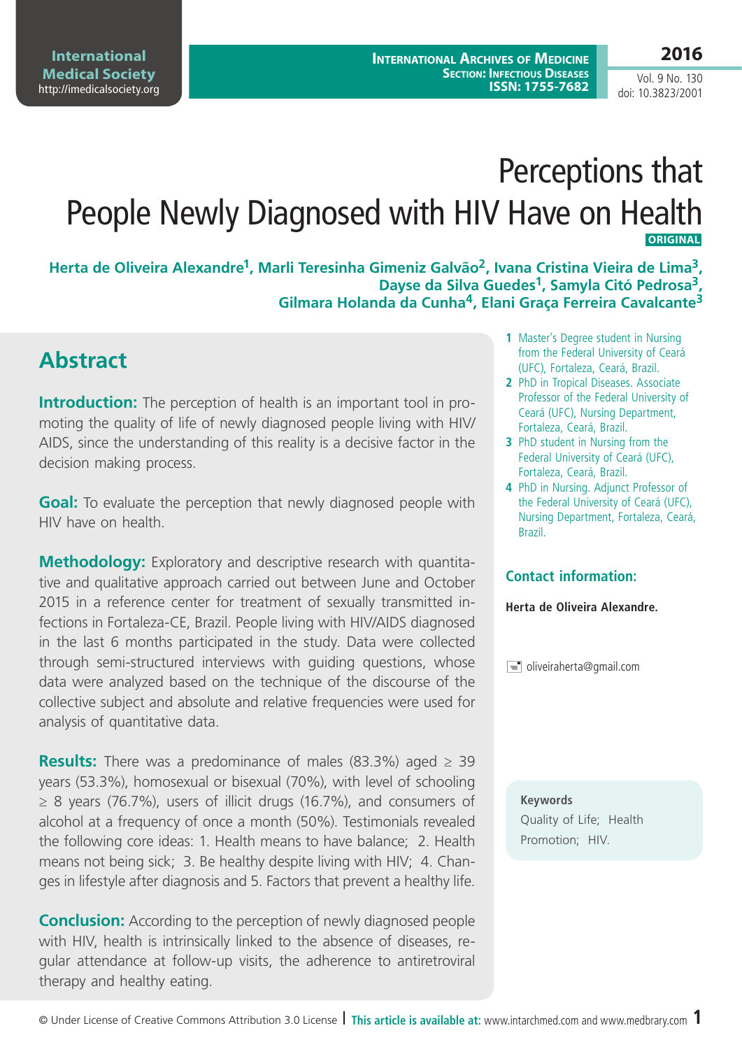# Perceptions that People Newly Diagnosed with HIV Have on Health

**ORIGINAL**

**Herta de Oliveira Alexandre[1], Marli Teresinha Gimeniz Galvão[2], Ivana Cristina Vieira de Lima[3], Dayse da Silva Guedes[1], Samyla Citó Pedrosa[3], Gilmara Holanda da Cunha[4], Elani Graça Ferreira Cavalcante[3]**

1 Master's Degree student in Nursing from the Federal University of Ceará (UFC), Fortaleza, Ceará, Brazil.
2 PhD in Tropical Diseases. Associate Professor of the Federal University of Ceará (UFC), Nursing Department, Fortaleza, Ceará, Brazil.
3 PhD student in Nursing from the Federal University of Ceará (UFC), Fortaleza, Ceará, Brazil.
4 PhD in Nursing. Adjunct Professor of the Federal University of Ceará (UFC), Nursing Department, Fortaleza, Ceará, Brazil.

## Contact information:

**Herta de Oliveira Alexandre.**

oliveiraherta@gmail.com

## Abstract

**Introduction:** The perception of health is an important tool in promoting the quality of life of newly diagnosed people living with HIV/AIDS, since the understanding of this reality is a decisive factor in the decision making process.

**Goal:** To evaluate the perception that newly diagnosed people with HIV have on health.

**Methodology:** Exploratory and descriptive research with quantitative and qualitative approach carried out between June and October 2015 in a reference center for treatment of sexually transmitted infections in Fortaleza-CE, Brazil. People living with HIV/AIDS diagnosed in the last 6 months participated in the study. Data were collected through semi-structured interviews with guiding questions, whose data were analyzed based on the technique of the discourse of the collective subject and absolute and relative frequencies were used for analysis of quantitative data.

**Results:** There was a predominance of males (83.3%) aged ≥ 39 years (53.3%), homosexual or bisexual (70%), with level of schooling ≥ 8 years (76.7%), users of illicit drugs (16.7%), and consumers of alcohol at a frequency of once a month (50%). Testimonials revealed the following core ideas: 1. Health means to have balance; 2. Health means not being sick; 3. Be healthy despite living with HIV; 4. Changes in lifestyle after diagnosis and 5. Factors that prevent a healthy life.

**Conclusion:** According to the perception of newly diagnosed people with HIV, health is intrinsically linked to the absence of diseases, regular attendance at follow-up visits, the adherence to antiretroviral therapy and healthy eating.

**Keywords**
Quality of Life; Health Promotion; HIV.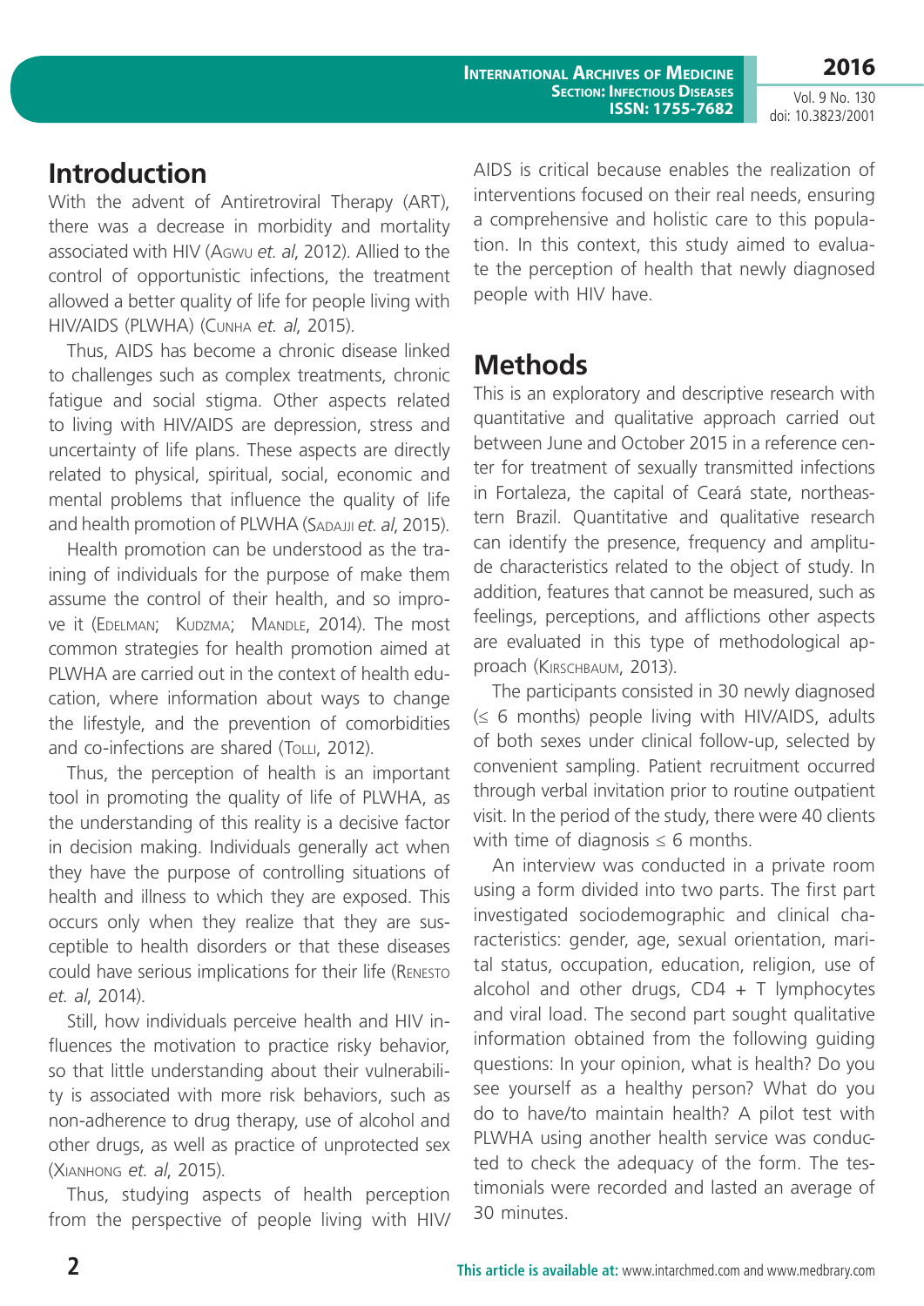## Introduction

With the advent of Antiretroviral Therapy (ART), there was a decrease in morbidity and mortality associated with HIV (Agwu *et. al*, 2012). Allied to the control of opportunistic infections, the treatment allowed a better quality of life for people living with HIV/AIDS (PLWHA) (Cunha *et. al*, 2015).

Thus, AIDS has become a chronic disease linked to challenges such as complex treatments, chronic fatigue and social stigma. Other aspects related to living with HIV/AIDS are depression, stress and uncertainty of life plans. These aspects are directly related to physical, spiritual, social, economic and mental problems that influence the quality of life and health promotion of PLWHA (Sadaji *et. al*, 2015).

Health promotion can be understood as the training of individuals for the purpose of make them assume the control of their health, and so improve it (Edelman; Kudzma; Mandle, 2014). The most common strategies for health promotion aimed at PLWHA are carried out in the context of health education, where information about ways to change the lifestyle, and the prevention of comorbidities and co-infections are shared (Tolli, 2012).

Thus, the perception of health is an important tool in promoting the quality of life of PLWHA, as the understanding of this reality is a decisive factor in decision making. Individuals generally act when they have the purpose of controlling situations of health and illness to which they are exposed. This occurs only when they realize that they are susceptible to health disorders or that these diseases could have serious implications for their life (Renesto *et. al*, 2014).

Still, how individuals perceive health and HIV influences the motivation to practice risky behavior, so that little understanding about their vulnerability is associated with more risk behaviors, such as non-adherence to drug therapy, use of alcohol and other drugs, as well as practice of unprotected sex (Xianhong *et. al*, 2015).

Thus, studying aspects of health perception from the perspective of people living with HIV/AIDS is critical because enables the realization of interventions focused on their real needs, ensuring a comprehensive and holistic care to this population. In this context, this study aimed to evaluate the perception of health that newly diagnosed people with HIV have.

## Methods

This is an exploratory and descriptive research with quantitative and qualitative approach carried out between June and October 2015 in a reference center for treatment of sexually transmitted infections in Fortaleza, the capital of Ceará state, northeastern Brazil. Quantitative and qualitative research can identify the presence, frequency and amplitude characteristics related to the object of study. In addition, features that cannot be measured, such as feelings, perceptions, and afflictions other aspects are evaluated in this type of methodological approach (Kirschbaum, 2013).

The participants consisted in 30 newly diagnosed (≤ 6 months) people living with HIV/AIDS, adults of both sexes under clinical follow-up, selected by convenient sampling. Patient recruitment occurred through verbal invitation prior to routine outpatient visit. In the period of the study, there were 40 clients with time of diagnosis ≤ 6 months.

An interview was conducted in a private room using a form divided into two parts. The first part investigated sociodemographic and clinical characteristics: gender, age, sexual orientation, marital status, occupation, education, religion, use of alcohol and other drugs, CD4 + T lymphocytes and viral load. The second part sought qualitative information obtained from the following guiding questions: In your opinion, what is health? Do you see yourself as a healthy person? What do you do to have/to maintain health? A pilot test with PLWHA using another health service was conducted to check the adequacy of the form. The testimonials were recorded and lasted an average of 30 minutes.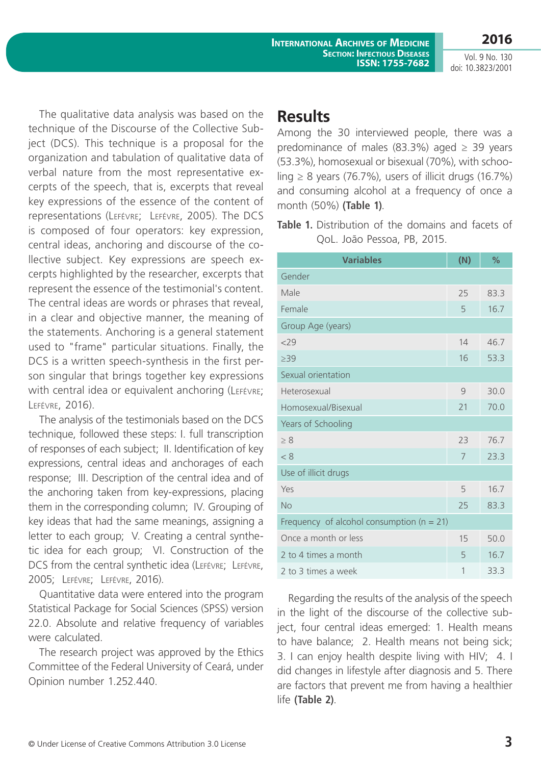The qualitative data analysis was based on the technique of the Discourse of the Collective Subject (DCS). This technique is a proposal for the organization and tabulation of qualitative data of verbal nature from the most representative excerpts of the speech, that is, excerpts that reveal key expressions of the essence of the content of representations (Lefévre; Lefévre, 2005). The DCS is composed of four operators: key expression, central ideas, anchoring and discourse of the collective subject. Key expressions are speech excerpts highlighted by the researcher, excerpts that represent the essence of the testimonial's content. The central ideas are words or phrases that reveal, in a clear and objective manner, the meaning of the statements. Anchoring is a general statement used to "frame" particular situations. Finally, the DCS is a written speech-synthesis in the first person singular that brings together key expressions with central idea or equivalent anchoring (Lefévre; Lefévre, 2016).

The analysis of the testimonials based on the DCS technique, followed these steps: I. full transcription of responses of each subject; II. Identification of key expressions, central ideas and anchorages of each response; III. Description of the central idea and of the anchoring taken from key-expressions, placing them in the corresponding column; IV. Grouping of key ideas that had the same meanings, assigning a letter to each group; V. Creating a central synthetic idea for each group; VI. Construction of the DCS from the central synthetic idea (Lefévre; Lefévre, 2005; Lefévre; Lefévre, 2016).

Quantitative data were entered into the program Statistical Package for Social Sciences (SPSS) version 22.0. Absolute and relative frequency of variables were calculated.

The research project was approved by the Ethics Committee of the Federal University of Ceará, under Opinion number 1.252.440.

## Results

Among the 30 interviewed people, there was a predominance of males (83.3%) aged ≥ 39 years (53.3%), homosexual or bisexual (70%), with schooling ≥ 8 years (76.7%), users of illicit drugs (16.7%) and consuming alcohol at a frequency of once a month (50%) **(Table 1)**.

**Table 1.** Distribution of the domains and facets of QoL. João Pessoa, PB, 2015.

| Variables | (N) | % |
|---|---|---|
| Gender | | |
| Male | 25 | 83.3 |
| Female | 5 | 16.7 |
| Group Age (years) | | |
| <29 | 14 | 46.7 |
| ≥39 | 16 | 53.3 |
| Sexual orientation | | |
| Heterosexual | 9 | 30.0 |
| Homosexual/Bisexual | 21 | 70.0 |
| Years of Schooling | | |
| ≥ 8 | 23 | 76.7 |
| < 8 | 7 | 23.3 |
| Use of illicit drugs | | |
| Yes | 5 | 16.7 |
| No | 25 | 83.3 |
| Frequency of alcohol consumption (n = 21) | | |
| Once a month or less | 15 | 50.0 |
| 2 to 4 times a month | 5 | 16.7 |
| 2 to 3 times a week | 1 | 33.3 |

Regarding the results of the analysis of the speech in the light of the discourse of the collective subject, four central ideas emerged: 1. Health means to have balance; 2. Health means not being sick; 3. I can enjoy health despite living with HIV; 4. I did changes in lifestyle after diagnosis and 5. There are factors that prevent me from having a healthier life **(Table 2)**.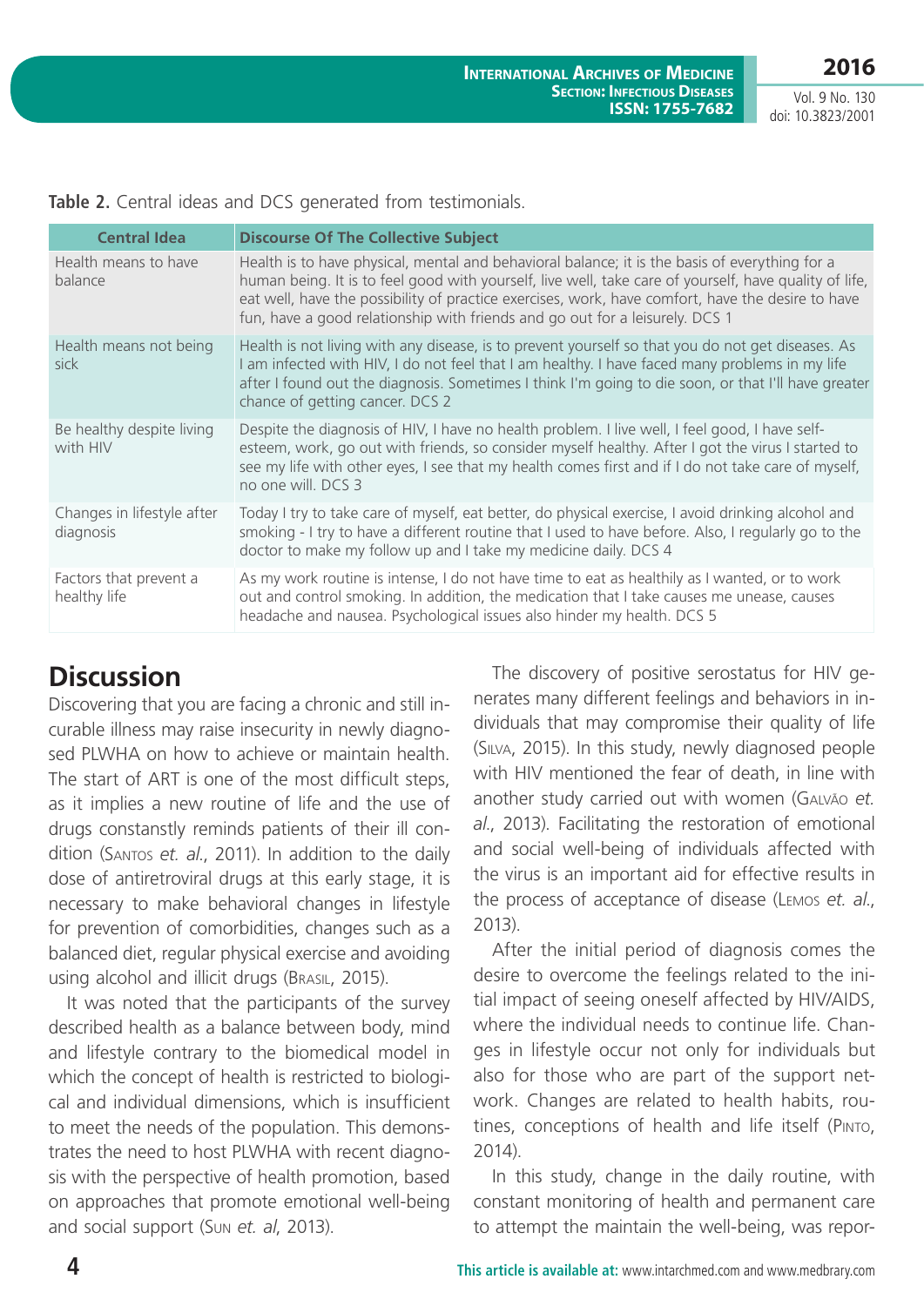**Table 2.** Central ideas and DCS generated from testimonials.

| Central Idea | Discourse Of The Collective Subject |
|---|---|
| Health means to have balance | Health is to have physical, mental and behavioral balance; it is the basis of everything for a human being. It is to feel good with yourself, live well, take care of yourself, have quality of life, eat well, have the possibility of practice exercises, work, have comfort, have the desire to have fun, have a good relationship with friends and go out for a leisurely. DCS 1 |
| Health means not being sick | Health is not living with any disease, is to prevent yourself so that you do not get diseases. As I am infected with HIV, I do not feel that I am healthy. I have faced many problems in my life after I found out the diagnosis. Sometimes I think I'm going to die soon, or that I'll have greater chance of getting cancer. DCS 2 |
| Be healthy despite living with HIV | Despite the diagnosis of HIV, I have no health problem. I live well, I feel good, I have self-esteem, work, go out with friends, so consider myself healthy. After I got the virus I started to see my life with other eyes, I see that my health comes first and if I do not take care of myself, no one will. DCS 3 |
| Changes in lifestyle after diagnosis | Today I try to take care of myself, eat better, do physical exercise, I avoid drinking alcohol and smoking - I try to have a different routine that I used to have before. Also, I regularly go to the doctor to make my follow up and I take my medicine daily. DCS 4 |
| Factors that prevent a healthy life | As my work routine is intense, I do not have time to eat as healthily as I wanted, or to work out and control smoking. In addition, the medication that I take causes me unease, causes headache and nausea. Psychological issues also hinder my health. DCS 5 |

## Discussion

Discovering that you are facing a chronic and still incurable illness may raise insecurity in newly diagnosed PLWHA on how to achieve or maintain health. The start of ART is one of the most difficult steps, as it implies a new routine of life and the use of drugs constanstly reminds patients of their ill condition (Santos *et. al.*, 2011). In addition to the daily dose of antiretroviral drugs at this early stage, it is necessary to make behavioral changes in lifestyle for prevention of comorbidities, changes such as a balanced diet, regular physical exercise and avoiding using alcohol and illicit drugs (Brasil, 2015).

It was noted that the participants of the survey described health as a balance between body, mind and lifestyle contrary to the biomedical model in which the concept of health is restricted to biological and individual dimensions, which is insufficient to meet the needs of the population. This demonstrates the need to host PLWHA with recent diagnosis with the perspective of health promotion, based on approaches that promote emotional well-being and social support (Sun *et. al*, 2013).

The discovery of positive serostatus for HIV generates many different feelings and behaviors in individuals that may compromise their quality of life (Silva, 2015). In this study, newly diagnosed people with HIV mentioned the fear of death, in line with another study carried out with women (Galvão *et. al.*, 2013). Facilitating the restoration of emotional and social well-being of individuals affected with the virus is an important aid for effective results in the process of acceptance of disease (Lemos *et. al.*, 2013).

After the initial period of diagnosis comes the desire to overcome the feelings related to the initial impact of seeing oneself affected by HIV/AIDS, where the individual needs to continue life. Changes in lifestyle occur not only for individuals but also for those who are part of the support network. Changes are related to health habits, routines, conceptions of health and life itself (Pinto, 2014).

In this study, change in the daily routine, with constant monitoring of health and permanent care to attempt the maintain the well-being, was repor-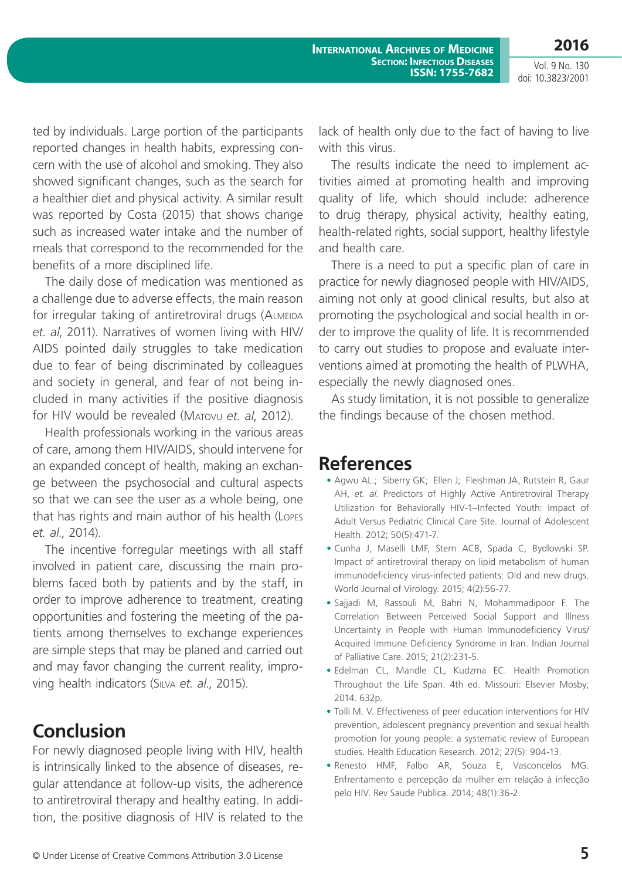ted by individuals. Large portion of the participants reported changes in health habits, expressing concern with the use of alcohol and smoking. They also showed significant changes, such as the search for a healthier diet and physical activity. A similar result was reported by Costa (2015) that shows change such as increased water intake and the number of meals that correspond to the recommended for the benefits of a more disciplined life.

The daily dose of medication was mentioned as a challenge due to adverse effects, the main reason for irregular taking of antiretroviral drugs (Almeida *et. al*, 2011). Narratives of women living with HIV/AIDS pointed daily struggles to take medication due to fear of being discriminated by colleagues and society in general, and fear of not being included in many activities if the positive diagnosis for HIV would be revealed (Matovu *et. al*, 2012).

Health professionals working in the various areas of care, among them HIV/AIDS, should intervene for an expanded concept of health, making an exchange between the psychosocial and cultural aspects so that we can see the user as a whole being, one that has rights and main author of his health (Lopes *et. al.*, 2014).

The incentive forregular meetings with all staff involved in patient care, discussing the main problems faced both by patients and by the staff, in order to improve adherence to treatment, creating opportunities and fostering the meeting of the patients among themselves to exchange experiences are simple steps that may be planed and carried out and may favor changing the current reality, improving health indicators (Silva *et. al.*, 2015).

## Conclusion

For newly diagnosed people living with HIV, health is intrinsically linked to the absence of diseases, regular attendance at follow-up visits, the adherence to antiretroviral therapy and healthy eating. In addition, the positive diagnosis of HIV is related to the lack of health only due to the fact of having to live with this virus.

The results indicate the need to implement activities aimed at promoting health and improving quality of life, which should include: adherence to drug therapy, physical activity, healthy eating, health-related rights, social support, healthy lifestyle and health care.

There is a need to put a specific plan of care in practice for newly diagnosed people with HIV/AIDS, aiming not only at good clinical results, but also at promoting the psychological and social health in order to improve the quality of life. It is recommended to carry out studies to propose and evaluate interventions aimed at promoting the health of PLWHA, especially the newly diagnosed ones.

As study limitation, it is not possible to generalize the findings because of the chosen method.

## References

- Agwu AL.; Siberry GK; Ellen J; Fleishman JA, Rutstein R, Gaur AH, *et. al.* Predictors of Highly Active Antiretroviral Therapy Utilization for Behaviorally HIV-1–Infected Youth: Impact of Adult Versus Pediatric Clinical Care Site. Journal of Adolescent Health. 2012; 50(5):471-7.
- Cunha J, Maselli LMF, Stern ACB, Spada C, Bydlowski SP. Impact of antiretroviral therapy on lipid metabolism of human immunodeficiency virus-infected patients: Old and new drugs. World Journal of Virology. 2015; 4(2):56-77.
- Sajjadi M, Rassouli M, Bahri N, Mohammadipoor F. The Correlation Between Perceived Social Support and Illness Uncertainty in People with Human Immunodeficiency Virus/Acquired Immune Deficiency Syndrome in Iran. Indian Journal of Palliative Care. 2015; 21(2):231-5.
- Edelman CL, Mandle CL, Kudzma EC. Health Promotion Throughout the Life Span. 4th ed. Missouri: Elsevier Mosby; 2014. 632p.
- Tolli M. V. Effectiveness of peer education interventions for HIV prevention, adolescent pregnancy prevention and sexual health promotion for young people: a systematic review of European studies. Health Education Research. 2012; 27(5): 904-13.
- Renesto HMF, Falbo AR, Souza E, Vasconcelos MG. Enfrentamento e percepção da mulher em relação à infecção pelo HIV. Rev Saude Publica. 2014; 48(1):36-2.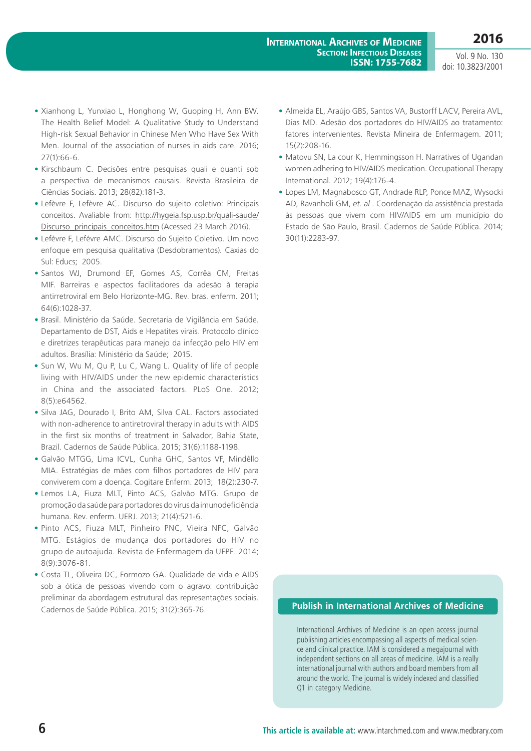- Xianhong L, Yunxiao L, Honghong W, Guoping H, Ann BW. The Health Belief Model: A Qualitative Study to Understand High-risk Sexual Behavior in Chinese Men Who Have Sex With Men. Journal of the association of nurses in aids care. 2016; 27(1):66-6.
- Kirschbaum C. Decisões entre pesquisas quali e quanti sob a perspectiva de mecanismos causais. Revista Brasileira de Ciências Sociais. 2013; 28(82):181-3.
- Lefèvre F, Lefèvre AC. Discurso do sujeito coletivo: Principais conceitos. Avaliable from: http://hygeia.fsp.usp.br/quali-saude/Discurso_principais_conceitos.htm (Acessed 23 March 2016).
- Lefévre F, Lefévre AMC. Discurso do Sujeito Coletivo. Um novo enfoque em pesquisa qualitativa (Desdobramentos). Caxias do Sul: Educs; 2005.
- Santos WJ, Drumond EF, Gomes AS, Corrêa CM, Freitas MIF. Barreiras e aspectos facilitadores da adesão à terapia antirretroviral em Belo Horizonte-MG. Rev. bras. enferm. 2011; 64(6):1028-37.
- Brasil. Ministério da Saúde. Secretaria de Vigilância em Saúde. Departamento de DST, Aids e Hepatites virais. Protocolo clínico e diretrizes terapêuticas para manejo da infecção pelo HIV em adultos. Brasília: Ministério da Saúde; 2015.
- Sun W, Wu M, Qu P, Lu C, Wang L. Quality of life of people living with HIV/AIDS under the new epidemic characteristics in China and the associated factors. PLoS One. 2012; 8(5):e64562.
- Silva JAG, Dourado I, Brito AM, Silva CAL. Factors associated with non-adherence to antiretroviral therapy in adults with AIDS in the first six months of treatment in Salvador, Bahia State, Brazil. Cadernos de Saúde Pública. 2015; 31(6):1188-1198.
- Galvão MTGG, Lima ICVL, Cunha GHC, Santos VF, Mindêllo MIA. Estratégias de mães com filhos portadores de HIV para conviverem com a doença. Cogitare Enferm. 2013; 18(2):230-7.
- Lemos LA, Fiuza MLT, Pinto ACS, Galvão MTG. Grupo de promoção da saúde para portadores do vírus da imunodeficiência humana. Rev. enferm. UERJ. 2013; 21(4):521-6.
- Pinto ACS, Fiuza MLT, Pinheiro PNC, Vieira NFC, Galvão MTG. Estágios de mudança dos portadores do HIV no grupo de autoajuda. Revista de Enfermagem da UFPE. 2014; 8(9):3076-81.
- Costa TL, Oliveira DC, Formozo GA. Qualidade de vida e AIDS sob a ótica de pessoas vivendo com o agravo: contribuição preliminar da abordagem estrutural das representações sociais. Cadernos de Saúde Pública. 2015; 31(2):365-76.
- Almeida EL, Araújo GBS, Santos VA, Bustorff LACV, Pereira AVL, Dias MD. Adesão dos portadores do HIV/AIDS ao tratamento: fatores intervenientes. Revista Mineira de Enfermagem. 2011; 15(2):208-16.
- Matovu SN, La cour K, Hemmingsson H. Narratives of Ugandan women adhering to HIV/AIDS medication. Occupational Therapy International. 2012; 19(4):176-4.
- Lopes LM, Magnabosco GT, Andrade RLP, Ponce MAZ, Wysocki AD, Ravanholi GM, *et. al* . Coordenação da assistência prestada às pessoas que vivem com HIV/AIDS em um município do Estado de São Paulo, Brasil. Cadernos de Saúde Pública. 2014; 30(11):2283-97.

**Publish in International Archives of Medicine**

International Archives of Medicine is an open access journal publishing articles encompassing all aspects of medical science and clinical practice. IAM is considered a megajournal with independent sections on all areas of medicine. IAM is a really international journal with authors and board members from all around the world. The journal is widely indexed and classified Q1 in category Medicine.